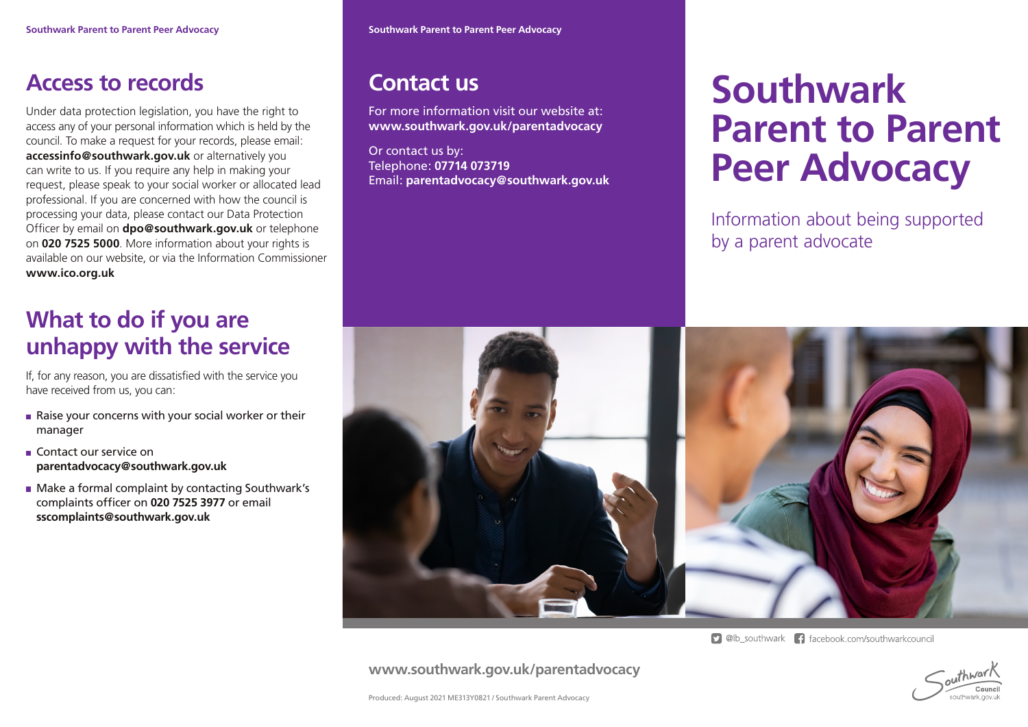## Access to records

Under data protection legislation, you have the right to access any of your personal information which is held by the council. To make a request for your records, please email: **accessinfo@southwark.gov.uk** or alternatively you can write to us. If you require any help in making your request, please speak to your social worker or allocated lead professional. If you are concerned with how the council is processing your data, please contact our Data Protection Officer by email on **dpo@southwark.gov.uk** or telephone on **020 7525 5000**. More information about your rights is available on our website, or via the Information Commissioner **www.ico.org.uk**

## What to do if you are unhappy with the service

If, for any reason, you are dissatisfied with the service you have received from us, you can:

- Raise your concerns with your social worker or their manager
- Contact our service on **parentadvocacy@southwark.gov.uk**
- Make a formal complaint by contacting Southwark's complaints officer on **020 7525 3977** or email **sscomplaints@southwark.gov.uk**

## Contact us

For more information visit our website at: **www.southwark.gov.uk/parentadvocacy**

Or contact us by:
Telephone: **07714 073719**
Email: **parentadvocacy@southwark.gov.uk**

@lb_southwark facebook.com/southwarkcouncil

**www.southwark.gov.uk/parentadvocacy**

Produced: August 2021 ME313Y0821 / Southwark Parent Advocacy

# Southwark Parent to Parent Peer Advocacy

Information about being supported by a parent advocate

Southwark Council
southwark.gov.uk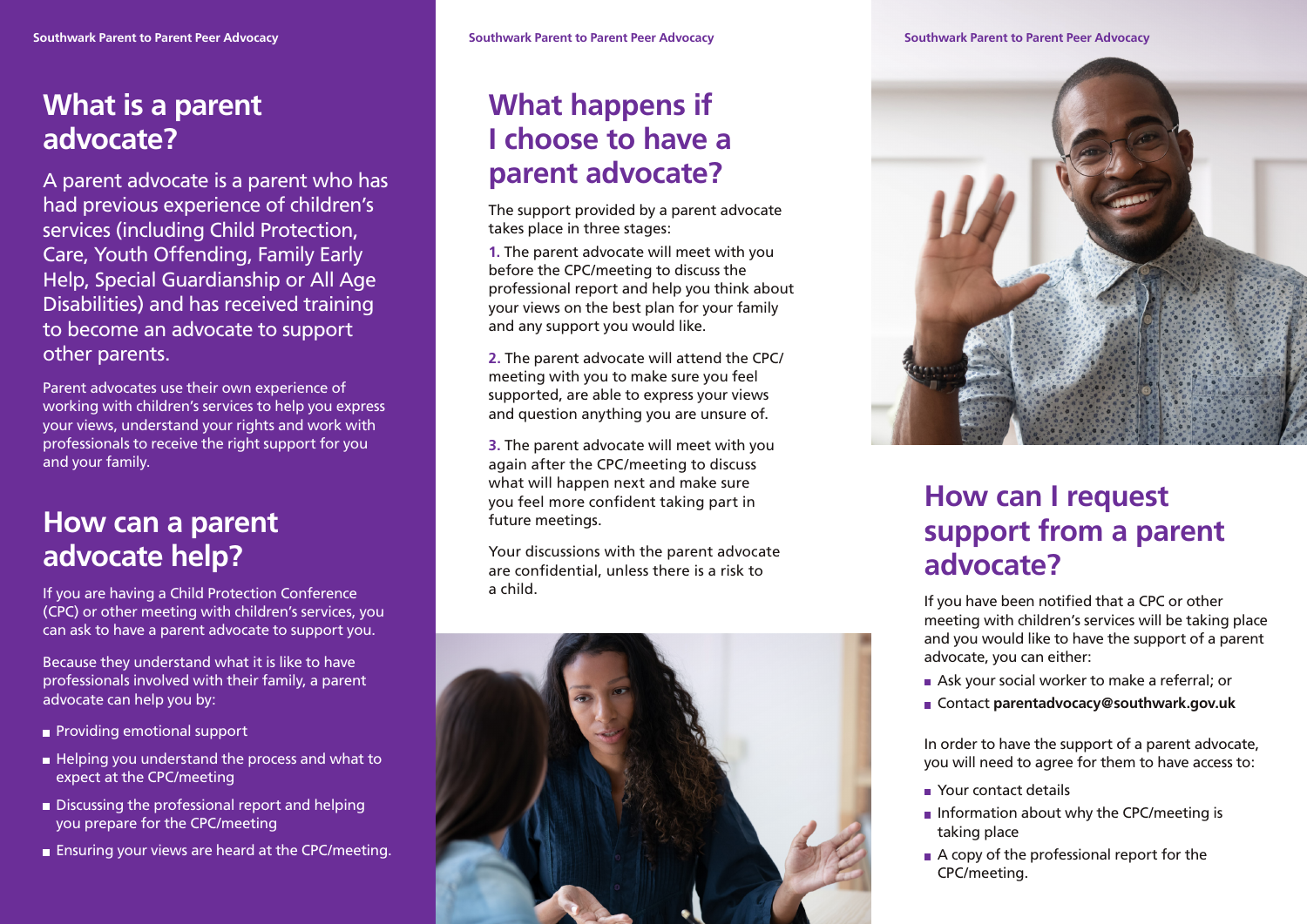## What is a parent advocate?

A parent advocate is a parent who has had previous experience of children's services (including Child Protection, Care, Youth Offending, Family Early Help, Special Guardianship or All Age Disabilities) and has received training to become an advocate to support other parents.

Parent advocates use their own experience of working with children's services to help you express your views, understand your rights and work with professionals to receive the right support for you and your family.

## How can a parent advocate help?

If you are having a Child Protection Conference (CPC) or other meeting with children's services, you can ask to have a parent advocate to support you.

Because they understand what it is like to have professionals involved with their family, a parent advocate can help you by:

- Providing emotional support
- Helping you understand the process and what to expect at the CPC/meeting
- Discussing the professional report and helping you prepare for the CPC/meeting
- Ensuring your views are heard at the CPC/meeting.

## What happens if I choose to have a parent advocate?

The support provided by a parent advocate takes place in three stages:

**1.** The parent advocate will meet with you before the CPC/meeting to discuss the professional report and help you think about your views on the best plan for your family and any support you would like.

**2.** The parent advocate will attend the CPC/meeting with you to make sure you feel supported, are able to express your views and question anything you are unsure of.

**3.** The parent advocate will meet with you again after the CPC/meeting to discuss what will happen next and make sure you feel more confident taking part in future meetings.

Your discussions with the parent advocate are confidential, unless there is a risk to a child.

## How can I request support from a parent advocate?

If you have been notified that a CPC or other meeting with children's services will be taking place and you would like to have the support of a parent advocate, you can either:

- Ask your social worker to make a referral; or
- Contact **parentadvocacy@southwark.gov.uk**

In order to have the support of a parent advocate, you will need to agree for them to have access to:

- Your contact details
- Information about why the CPC/meeting is taking place
- A copy of the professional report for the CPC/meeting.